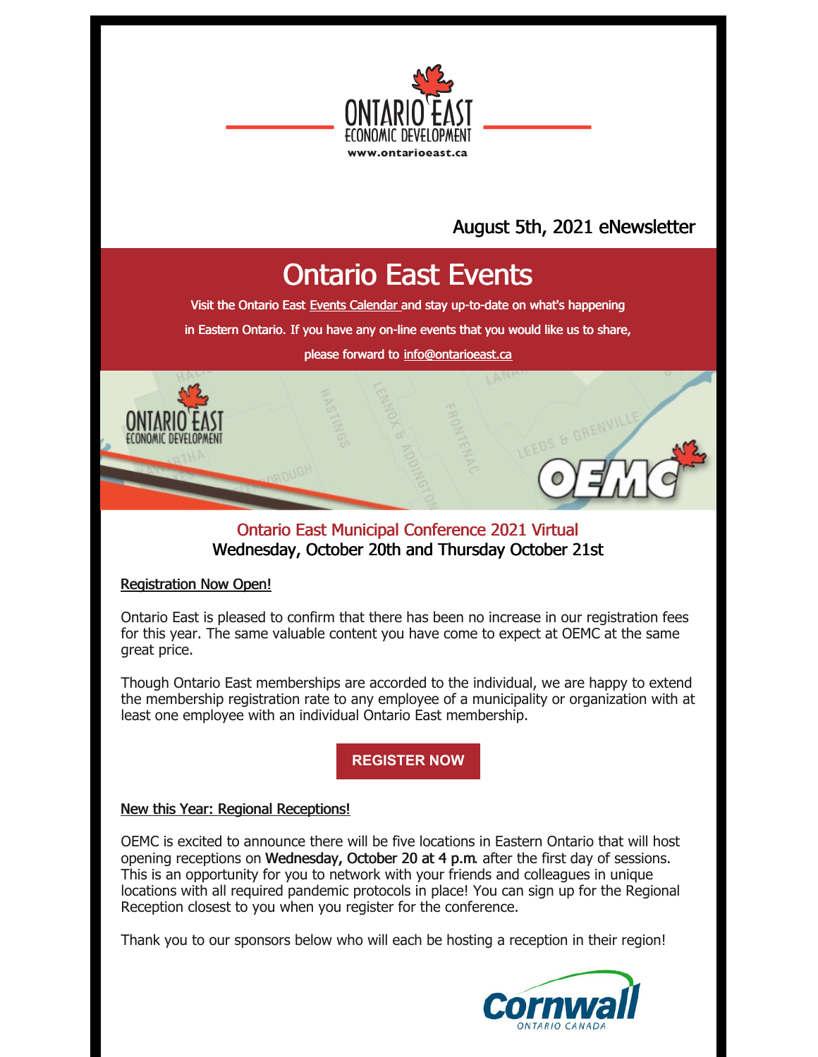ONTARIO EAST
ECONOMIC DEVELOPMENT
www.ontarioeast.ca

August 5th, 2021 eNewsletter

# Ontario East Events

Visit the Ontario East Events Calendar and stay up-to-date on what's happening in Eastern Ontario. If you have any on-line events that you would like us to share, please forward to info@ontarioeast.ca

## Ontario East Municipal Conference 2021 Virtual
Wednesday, October 20th and Thursday October 21st

Registration Now Open!

Ontario East is pleased to confirm that there has been no increase in our registration fees for this year. The same valuable content you have come to expect at OEMC at the same great price.

Though Ontario East memberships are accorded to the individual, we are happy to extend the membership registration rate to any employee of a municipality or organization with at least one employee with an individual Ontario East membership.

**REGISTER NOW**

New this Year: Regional Receptions!

OEMC is excited to announce there will be five locations in Eastern Ontario that will host opening receptions on Wednesday, October 20 at 4 p.m. after the first day of sessions. This is an opportunity for you to network with your friends and colleagues in unique locations with all required pandemic protocols in place! You can sign up for the Regional Reception closest to you when you register for the conference.

Thank you to our sponsors below who will each be hosting a reception in their region!

Cornwall
ONTARIO CANADA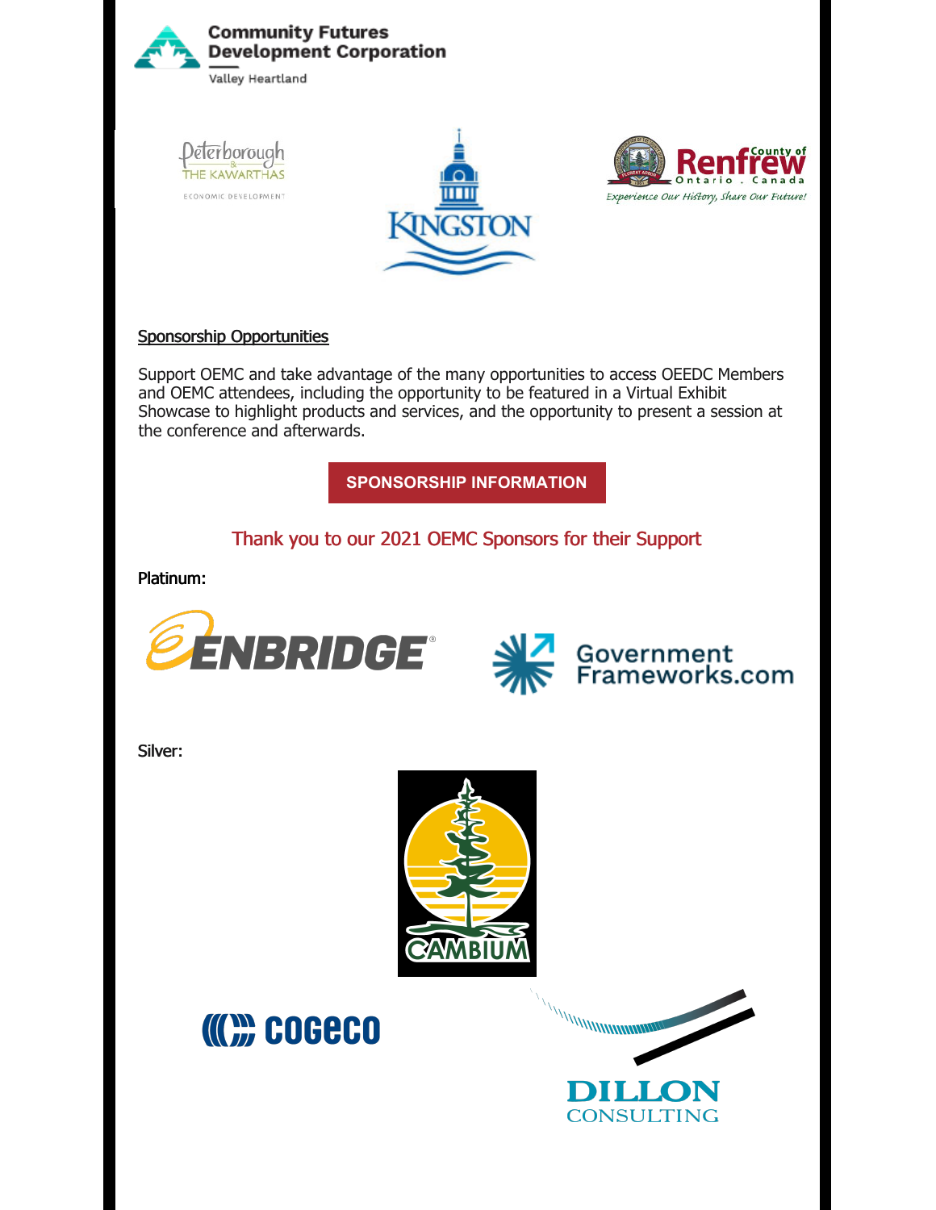Community Futures Development Corporation

Valley Heartland

Peterborough & The Kawarthas Economic Development

Kingston

County of Renfrew Ontario . Canada

*Experience Our History, Share Our Future!*

## Sponsorship Opportunities

Support OEMC and take advantage of the many opportunities to access OEEDC Members and OEMC attendees, including the opportunity to be featured in a Virtual Exhibit Showcase to highlight products and services, and the opportunity to present a session at the conference and afterwards.

**SPONSORSHIP INFORMATION**

Thank you to our 2021 OEMC Sponsors for their Support

**Platinum:**

ENBRIDGE

Government Frameworks.com

**Silver:**

CAMBIUM

COGECO

DILLON CONSULTING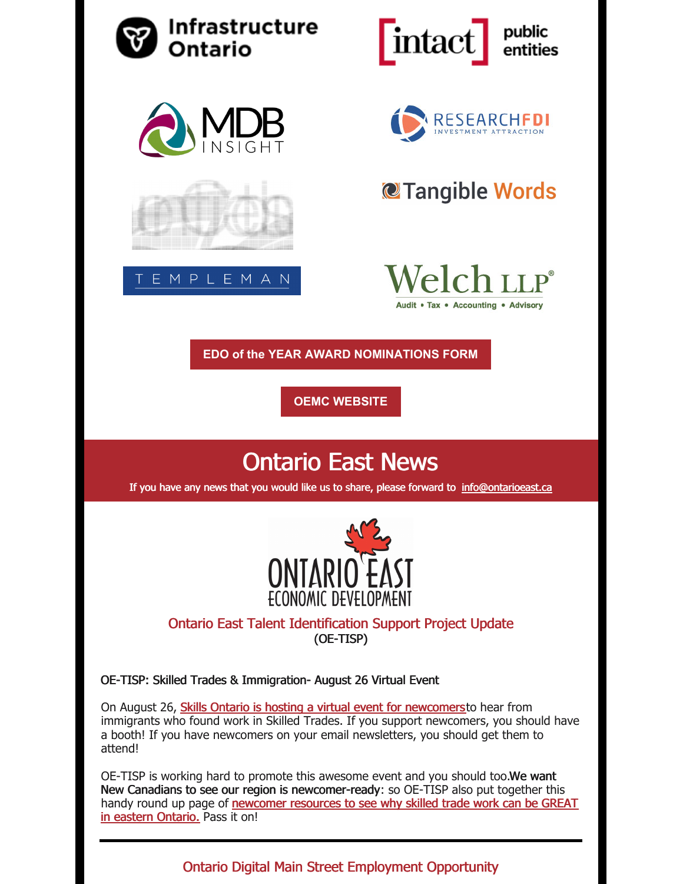Infrastructure Ontario

intact public entities

MDB INSIGHT

RESEARCHFDI INVESTMENT ATTRACTION

Tangible Words

TEMPLEMAN

Welch LLP® Audit • Tax • Accounting • Advisory

EDO of the YEAR AWARD NOMINATIONS FORM

OEMC WEBSITE

# Ontario East News

If you have any news that you would like us to share, please forward to info@ontarioeast.ca

ONTARIO EAST ECONOMIC DEVELOPMENT

## Ontario East Talent Identification Support Project Update

(OE-TISP)

OE-TISP: Skilled Trades & Immigration- August 26 Virtual Event

On August 26, Skills Ontario is hosting a virtual event for newcomersto hear from immigrants who found work in Skilled Trades. If you support newcomers, you should have a booth! If you have newcomers on your email newsletters, you should get them to attend!

OE-TISP is working hard to promote this awesome event and you should too.**We want New Canadians to see our region is newcomer-ready**: so OE-TISP also put together this handy round up page of newcomer resources to see why skilled trade work can be GREAT in eastern Ontario. Pass it on!

---

## Ontario Digital Main Street Employment Opportunity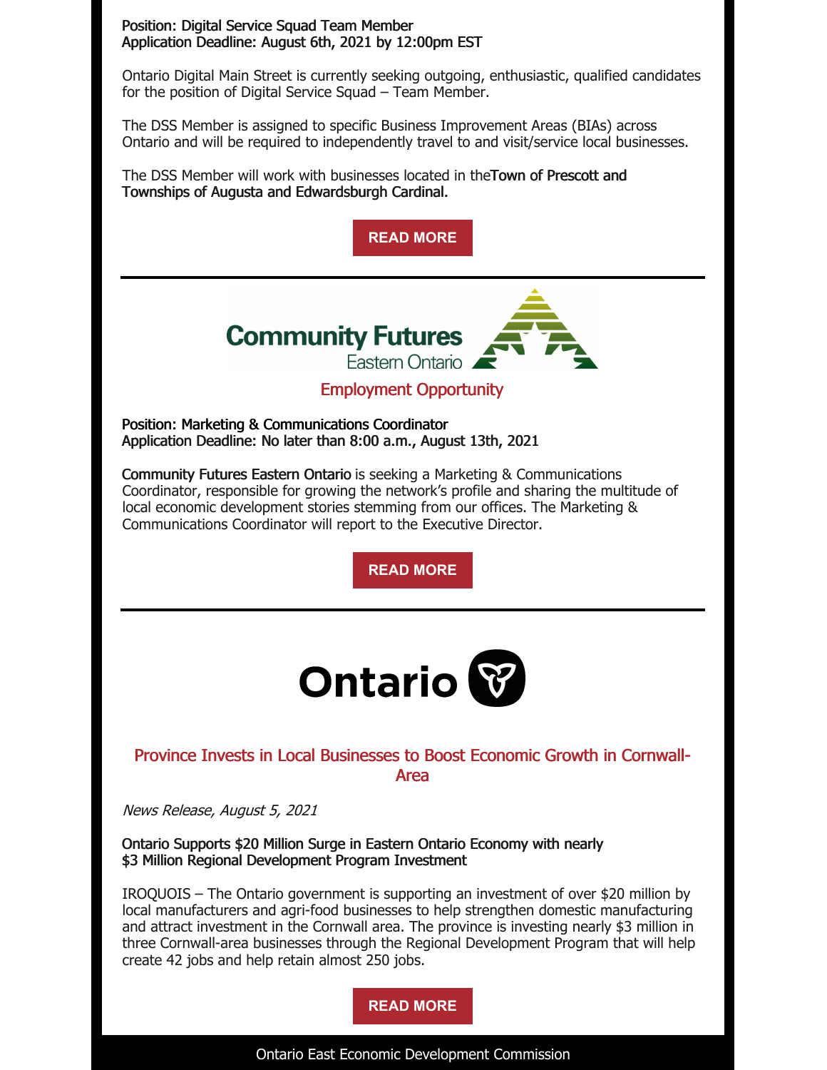**Position: Digital Service Squad Team Member**
**Application Deadline: August 6th, 2021 by 12:00pm EST**

Ontario Digital Main Street is currently seeking outgoing, enthusiastic, qualified candidates for the position of Digital Service Squad – Team Member.

The DSS Member is assigned to specific Business Improvement Areas (BIAs) across Ontario and will be required to independently travel to and visit/service local businesses.

The DSS Member will work with businesses located in the**Town of Prescott and Townships of Augusta and Edwardsburgh Cardinal.**

**READ MORE**

---

Community Futures Eastern Ontario

## Employment Opportunity

**Position: Marketing & Communications Coordinator**
**Application Deadline: No later than 8:00 a.m., August 13th, 2021**

**Community Futures Eastern Ontario** is seeking a Marketing & Communications Coordinator, responsible for growing the network's profile and sharing the multitude of local economic development stories stemming from our offices. The Marketing & Communications Coordinator will report to the Executive Director.

**READ MORE**

---

Ontario

## Province Invests in Local Businesses to Boost Economic Growth in Cornwall-Area

*News Release, August 5, 2021*

**Ontario Supports $20 Million Surge in Eastern Ontario Economy with nearly $3 Million Regional Development Program Investment**

IROQUOIS – The Ontario government is supporting an investment of over $20 million by local manufacturers and agri-food businesses to help strengthen domestic manufacturing and attract investment in the Cornwall area. The province is investing nearly $3 million in three Cornwall-area businesses through the Regional Development Program that will help create 42 jobs and help retain almost 250 jobs.

**READ MORE**

Ontario East Economic Development Commission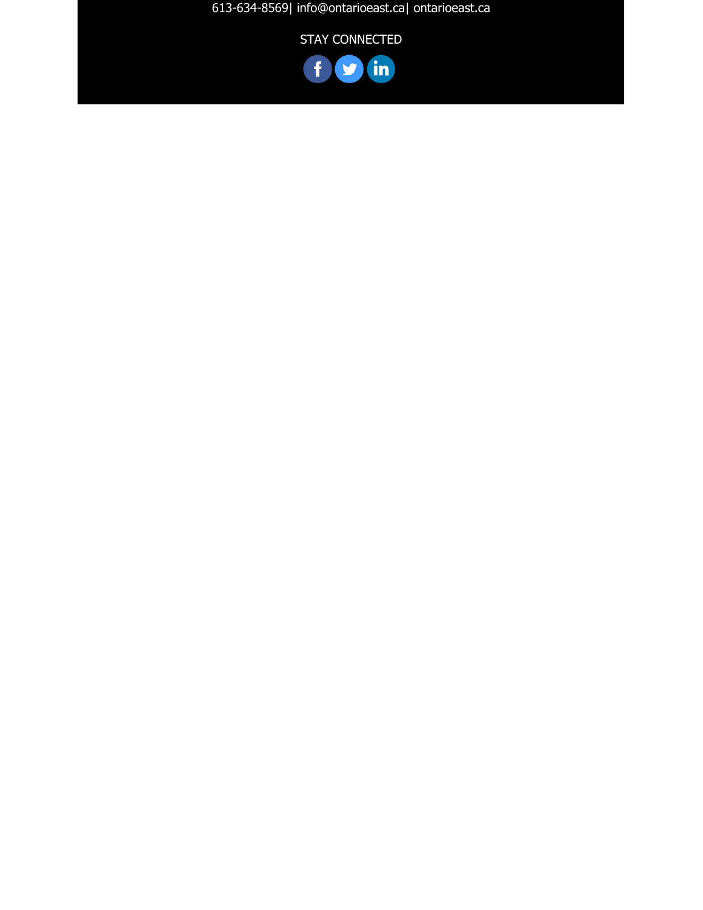613-634-8569| info@ontarioeast.ca| ontarioeast.ca

STAY CONNECTED